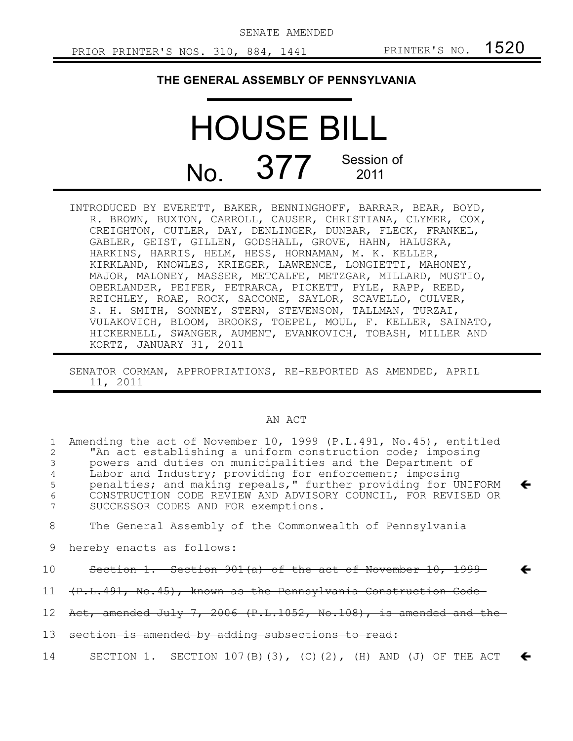SENATE AMENDED

PRIOR PRINTER'S NOS. 310, 884, 1441 PRINTER'S NO. 1520

# THE GENERAL ASSEMBLY OF PENNSYLVANIA

# HOUSE BILL

# No. 377 Session of 2011

INTRODUCED BY EVERETT, BAKER, BENNINGHOFF, BARRAR, BEAR, BOYD, R. BROWN, BUXTON, CARROLL, CAUSER, CHRISTIANA, CLYMER, COX, CREIGHTON, CUTLER, DAY, DENLINGER, DUNBAR, FLECK, FRANKEL, GABLER, GEIST, GILLEN, GODSHALL, GROVE, HAHN, HALUSKA, HARKINS, HARRIS, HELM, HESS, HORNAMAN, M. K. KELLER, KIRKLAND, KNOWLES, KRIEGER, LAWRENCE, LONGIETTI, MAHONEY, MAJOR, MALONEY, MASSER, METCALFE, METZGAR, MILLARD, MUSTIO, OBERLANDER, PEIFER, PETRARCA, PICKETT, PYLE, RAPP, REED, REICHLEY, ROAE, ROCK, SACCONE, SAYLOR, SCAVELLO, CULVER, S. H. SMITH, SONNEY, STERN, STEVENSON, TALLMAN, TURZAI, VULAKOVICH, BLOOM, BROOKS, TOEPEL, MOUL, F. KELLER, SAINATO, HICKERNELL, SWANGER, AUMENT, EVANKOVICH, TOBASH, MILLER AND KORTZ, JANUARY 31, 2011

SENATOR CORMAN, APPROPRIATIONS, RE-REPORTED AS AMENDED, APRIL 11, 2011

AN ACT

1 Amending the act of November 10, 1999 (P.L.491, No.45), entitled
2 "An act establishing a uniform construction code; imposing
3 powers and duties on municipalities and the Department of
4 Labor and Industry; providing for enforcement; imposing
5 penalties; and making repeals," further providing for UNIFORM ←
6 CONSTRUCTION CODE REVIEW AND ADVISORY COUNCIL, FOR REVISED OR
7 SUCCESSOR CODES AND FOR exemptions.

8 The General Assembly of the Commonwealth of Pennsylvania
9 hereby enacts as follows:

10 ~~Section 1. Section 901(a) of the act of November 10, 1999~~ ←
11 ~~(P.L.491, No.45), known as the Pennsylvania Construction Code~~
12 ~~Act, amended July 7, 2006 (P.L.1052, No.108), is amended and the~~
13 ~~section is amended by adding subsections to read:~~

14 SECTION 1. SECTION 107(B)(3), (C)(2), (H) AND (J) OF THE ACT ←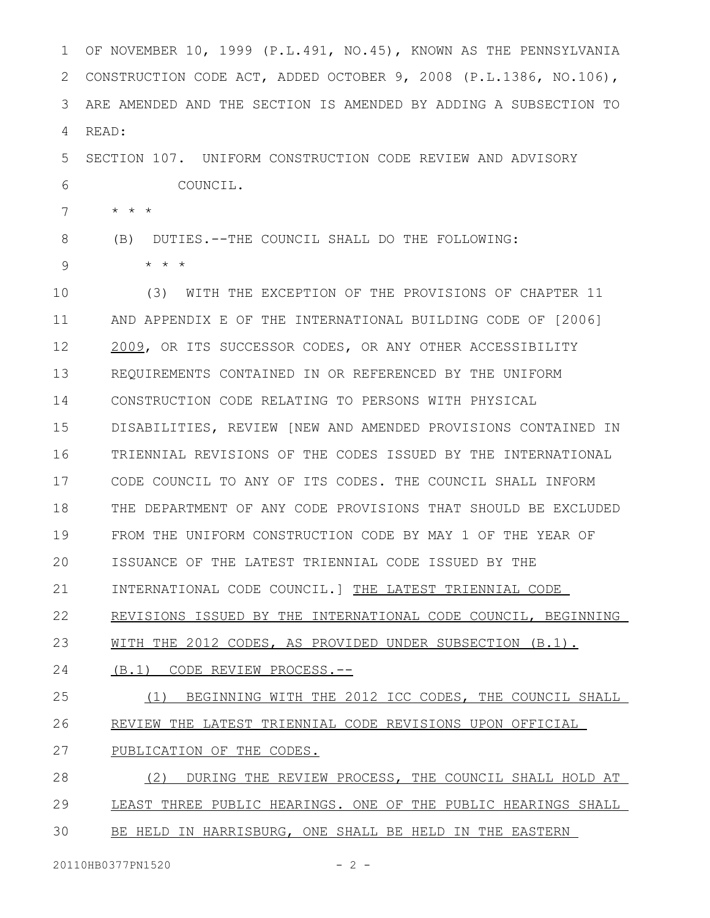OF NOVEMBER 10, 1999 (P.L.491, NO.45), KNOWN AS THE PENNSYLVANIA CONSTRUCTION CODE ACT, ADDED OCTOBER 9, 2008 (P.L.1386, NO.106), ARE AMENDED AND THE SECTION IS AMENDED BY ADDING A SUBSECTION TO READ:

SECTION 107. UNIFORM CONSTRUCTION CODE REVIEW AND ADVISORY COUNCIL.

\* \* \*

(B) DUTIES.--THE COUNCIL SHALL DO THE FOLLOWING:

\* \* \*

(3) WITH THE EXCEPTION OF THE PROVISIONS OF CHAPTER 11 AND APPENDIX E OF THE INTERNATIONAL BUILDING CODE OF [2006] <u>2009</u>, OR ITS SUCCESSOR CODES, OR ANY OTHER ACCESSIBILITY REQUIREMENTS CONTAINED IN OR REFERENCED BY THE UNIFORM CONSTRUCTION CODE RELATING TO PERSONS WITH PHYSICAL DISABILITIES, REVIEW [NEW AND AMENDED PROVISIONS CONTAINED IN TRIENNIAL REVISIONS OF THE CODES ISSUED BY THE INTERNATIONAL CODE COUNCIL TO ANY OF ITS CODES. THE COUNCIL SHALL INFORM THE DEPARTMENT OF ANY CODE PROVISIONS THAT SHOULD BE EXCLUDED FROM THE UNIFORM CONSTRUCTION CODE BY MAY 1 OF THE YEAR OF ISSUANCE OF THE LATEST TRIENNIAL CODE ISSUED BY THE INTERNATIONAL CODE COUNCIL.] <u>THE LATEST TRIENNIAL CODE REVISIONS ISSUED BY THE INTERNATIONAL CODE COUNCIL, BEGINNING WITH THE 2012 CODES, AS PROVIDED UNDER SUBSECTION (B.1).</u>

<u>(B.1) CODE REVIEW PROCESS.--</u>

<u>(1) BEGINNING WITH THE 2012 ICC CODES, THE COUNCIL SHALL REVIEW THE LATEST TRIENNIAL CODE REVISIONS UPON OFFICIAL PUBLICATION OF THE CODES.</u>

<u>(2) DURING THE REVIEW PROCESS, THE COUNCIL SHALL HOLD AT LEAST THREE PUBLIC HEARINGS. ONE OF THE PUBLIC HEARINGS SHALL BE HELD IN HARRISBURG, ONE SHALL BE HELD IN THE EASTERN</u>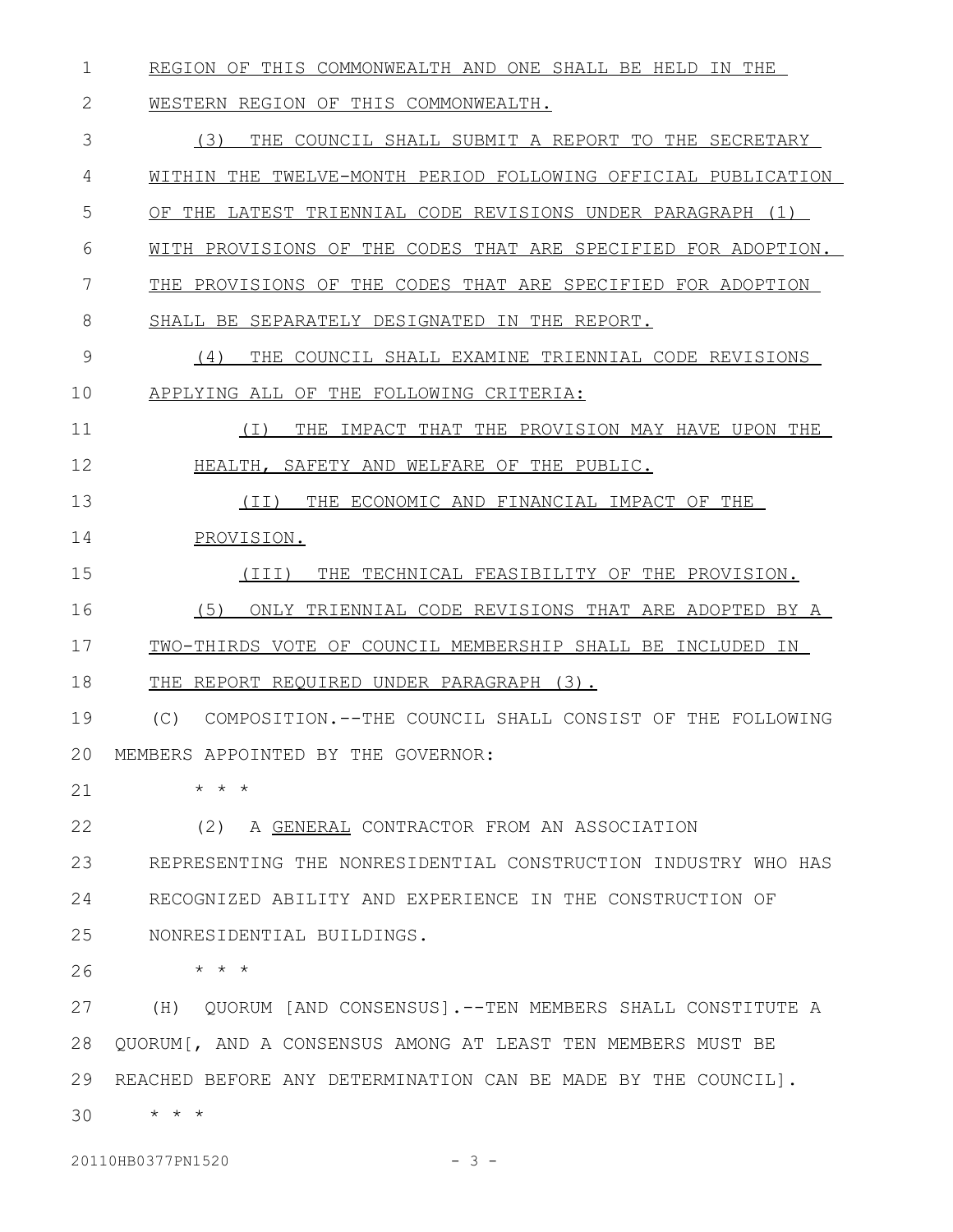REGION OF THIS COMMONWEALTH AND ONE SHALL BE HELD IN THE WESTERN REGION OF THIS COMMONWEALTH.

(3) THE COUNCIL SHALL SUBMIT A REPORT TO THE SECRETARY WITHIN THE TWELVE-MONTH PERIOD FOLLOWING OFFICIAL PUBLICATION OF THE LATEST TRIENNIAL CODE REVISIONS UNDER PARAGRAPH (1) WITH PROVISIONS OF THE CODES THAT ARE SPECIFIED FOR ADOPTION. THE PROVISIONS OF THE CODES THAT ARE SPECIFIED FOR ADOPTION SHALL BE SEPARATELY DESIGNATED IN THE REPORT.

(4) THE COUNCIL SHALL EXAMINE TRIENNIAL CODE REVISIONS APPLYING ALL OF THE FOLLOWING CRITERIA:

(I) THE IMPACT THAT THE PROVISION MAY HAVE UPON THE HEALTH, SAFETY AND WELFARE OF THE PUBLIC.

(II) THE ECONOMIC AND FINANCIAL IMPACT OF THE PROVISION.

(III) THE TECHNICAL FEASIBILITY OF THE PROVISION.

(5) ONLY TRIENNIAL CODE REVISIONS THAT ARE ADOPTED BY A TWO-THIRDS VOTE OF COUNCIL MEMBERSHIP SHALL BE INCLUDED IN THE REPORT REQUIRED UNDER PARAGRAPH (3).

(C) COMPOSITION.--THE COUNCIL SHALL CONSIST OF THE FOLLOWING MEMBERS APPOINTED BY THE GOVERNOR:

\* \* \*

(2) A GENERAL CONTRACTOR FROM AN ASSOCIATION REPRESENTING THE NONRESIDENTIAL CONSTRUCTION INDUSTRY WHO HAS RECOGNIZED ABILITY AND EXPERIENCE IN THE CONSTRUCTION OF NONRESIDENTIAL BUILDINGS.

\* \* \*

(H) QUORUM [AND CONSENSUS].--TEN MEMBERS SHALL CONSTITUTE A QUORUM[, AND A CONSENSUS AMONG AT LEAST TEN MEMBERS MUST BE REACHED BEFORE ANY DETERMINATION CAN BE MADE BY THE COUNCIL].

\* \* \*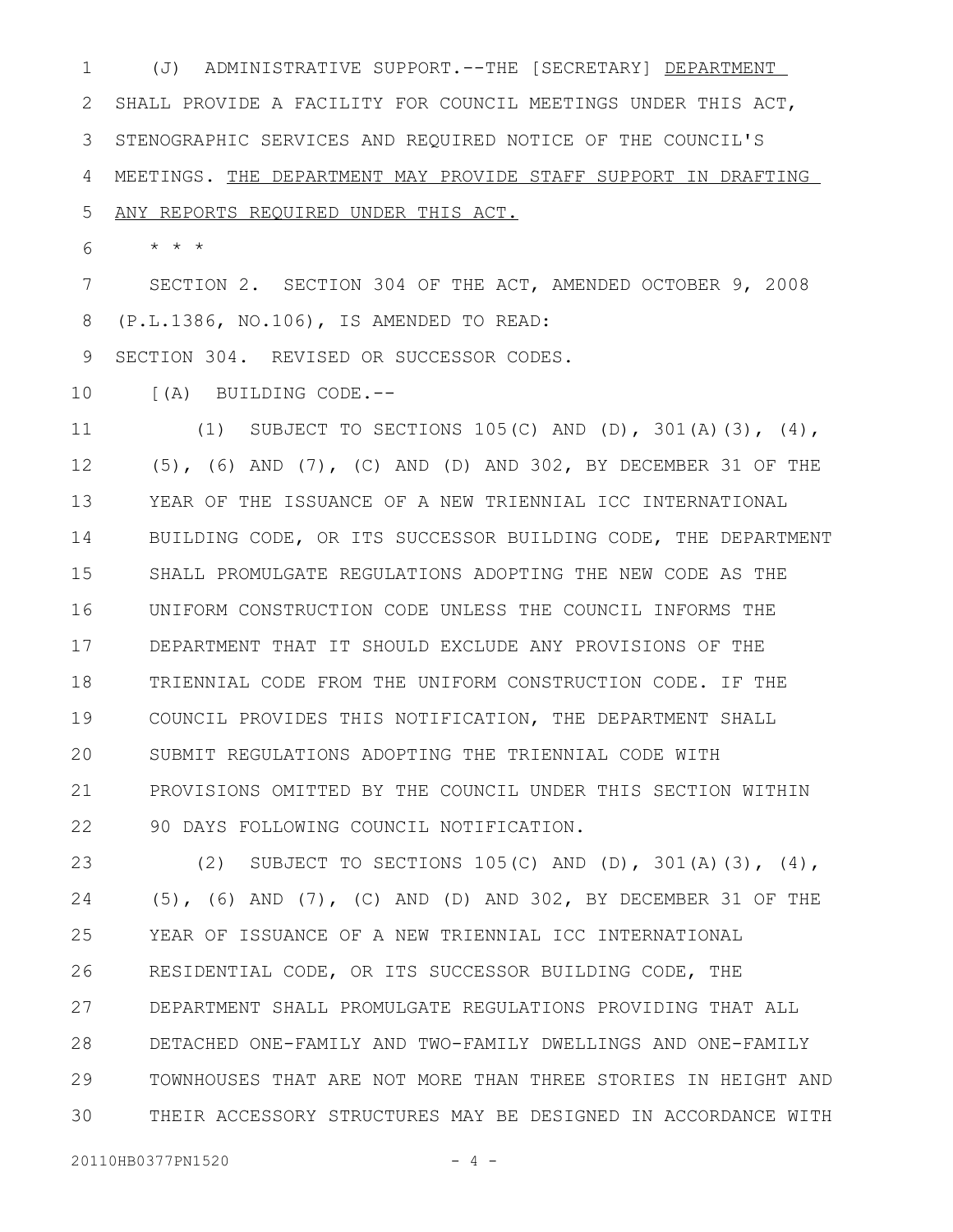(J) ADMINISTRATIVE SUPPORT.--THE [SECRETARY] <u>DEPARTMENT</u> SHALL PROVIDE A FACILITY FOR COUNCIL MEETINGS UNDER THIS ACT, STENOGRAPHIC SERVICES AND REQUIRED NOTICE OF THE COUNCIL'S MEETINGS. <u>THE DEPARTMENT MAY PROVIDE STAFF SUPPORT IN DRAFTING ANY REPORTS REQUIRED UNDER THIS ACT.</u>

* * *

SECTION 2. SECTION 304 OF THE ACT, AMENDED OCTOBER 9, 2008 (P.L.1386, NO.106), IS AMENDED TO READ:

SECTION 304. REVISED OR SUCCESSOR CODES.

[(A) BUILDING CODE.--

(1) SUBJECT TO SECTIONS 105(C) AND (D), 301(A)(3), (4), (5), (6) AND (7), (C) AND (D) AND 302, BY DECEMBER 31 OF THE YEAR OF THE ISSUANCE OF A NEW TRIENNIAL ICC INTERNATIONAL BUILDING CODE, OR ITS SUCCESSOR BUILDING CODE, THE DEPARTMENT SHALL PROMULGATE REGULATIONS ADOPTING THE NEW CODE AS THE UNIFORM CONSTRUCTION CODE UNLESS THE COUNCIL INFORMS THE DEPARTMENT THAT IT SHOULD EXCLUDE ANY PROVISIONS OF THE TRIENNIAL CODE FROM THE UNIFORM CONSTRUCTION CODE. IF THE COUNCIL PROVIDES THIS NOTIFICATION, THE DEPARTMENT SHALL SUBMIT REGULATIONS ADOPTING THE TRIENNIAL CODE WITH PROVISIONS OMITTED BY THE COUNCIL UNDER THIS SECTION WITHIN 90 DAYS FOLLOWING COUNCIL NOTIFICATION.

(2) SUBJECT TO SECTIONS 105(C) AND (D), 301(A)(3), (4), (5), (6) AND (7), (C) AND (D) AND 302, BY DECEMBER 31 OF THE YEAR OF ISSUANCE OF A NEW TRIENNIAL ICC INTERNATIONAL RESIDENTIAL CODE, OR ITS SUCCESSOR BUILDING CODE, THE DEPARTMENT SHALL PROMULGATE REGULATIONS PROVIDING THAT ALL DETACHED ONE-FAMILY AND TWO-FAMILY DWELLINGS AND ONE-FAMILY TOWNHOUSES THAT ARE NOT MORE THAN THREE STORIES IN HEIGHT AND THEIR ACCESSORY STRUCTURES MAY BE DESIGNED IN ACCORDANCE WITH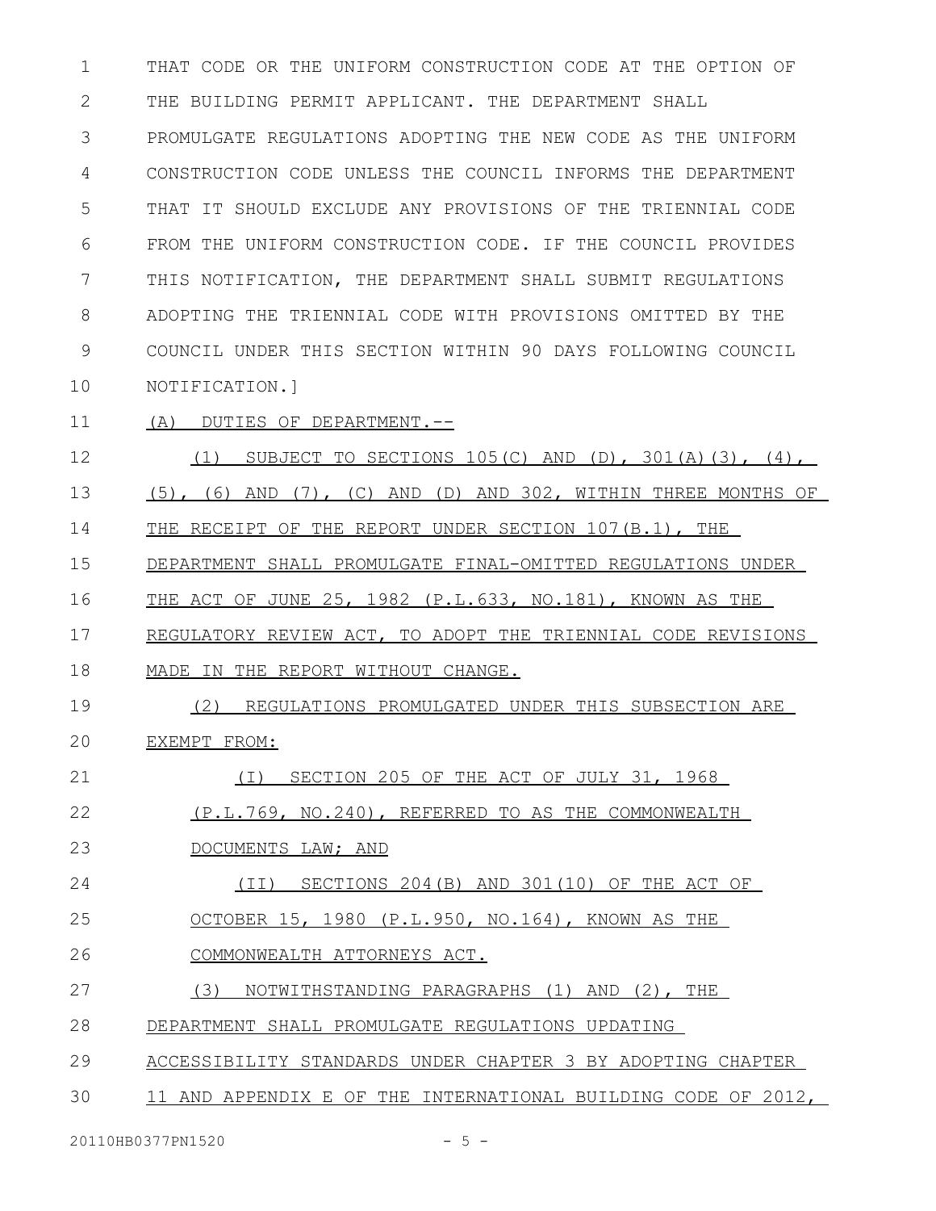THAT CODE OR THE UNIFORM CONSTRUCTION CODE AT THE OPTION OF THE BUILDING PERMIT APPLICANT. THE DEPARTMENT SHALL PROMULGATE REGULATIONS ADOPTING THE NEW CODE AS THE UNIFORM CONSTRUCTION CODE UNLESS THE COUNCIL INFORMS THE DEPARTMENT THAT IT SHOULD EXCLUDE ANY PROVISIONS OF THE TRIENNIAL CODE FROM THE UNIFORM CONSTRUCTION CODE. IF THE COUNCIL PROVIDES THIS NOTIFICATION, THE DEPARTMENT SHALL SUBMIT REGULATIONS ADOPTING THE TRIENNIAL CODE WITH PROVISIONS OMITTED BY THE COUNCIL UNDER THIS SECTION WITHIN 90 DAYS FOLLOWING COUNCIL NOTIFICATION.]

(A) DUTIES OF DEPARTMENT.--

(1) SUBJECT TO SECTIONS 105(C) AND (D), 301(A)(3), (4), (5), (6) AND (7), (C) AND (D) AND 302, WITHIN THREE MONTHS OF THE RECEIPT OF THE REPORT UNDER SECTION 107(B.1), THE DEPARTMENT SHALL PROMULGATE FINAL-OMITTED REGULATIONS UNDER THE ACT OF JUNE 25, 1982 (P.L.633, NO.181), KNOWN AS THE REGULATORY REVIEW ACT, TO ADOPT THE TRIENNIAL CODE REVISIONS MADE IN THE REPORT WITHOUT CHANGE.

(2) REGULATIONS PROMULGATED UNDER THIS SUBSECTION ARE EXEMPT FROM:

(I) SECTION 205 OF THE ACT OF JULY 31, 1968 (P.L.769, NO.240), REFERRED TO AS THE COMMONWEALTH DOCUMENTS LAW; AND

(II) SECTIONS 204(B) AND 301(10) OF THE ACT OF OCTOBER 15, 1980 (P.L.950, NO.164), KNOWN AS THE COMMONWEALTH ATTORNEYS ACT.

(3) NOTWITHSTANDING PARAGRAPHS (1) AND (2), THE DEPARTMENT SHALL PROMULGATE REGULATIONS UPDATING ACCESSIBILITY STANDARDS UNDER CHAPTER 3 BY ADOPTING CHAPTER 11 AND APPENDIX E OF THE INTERNATIONAL BUILDING CODE OF 2012,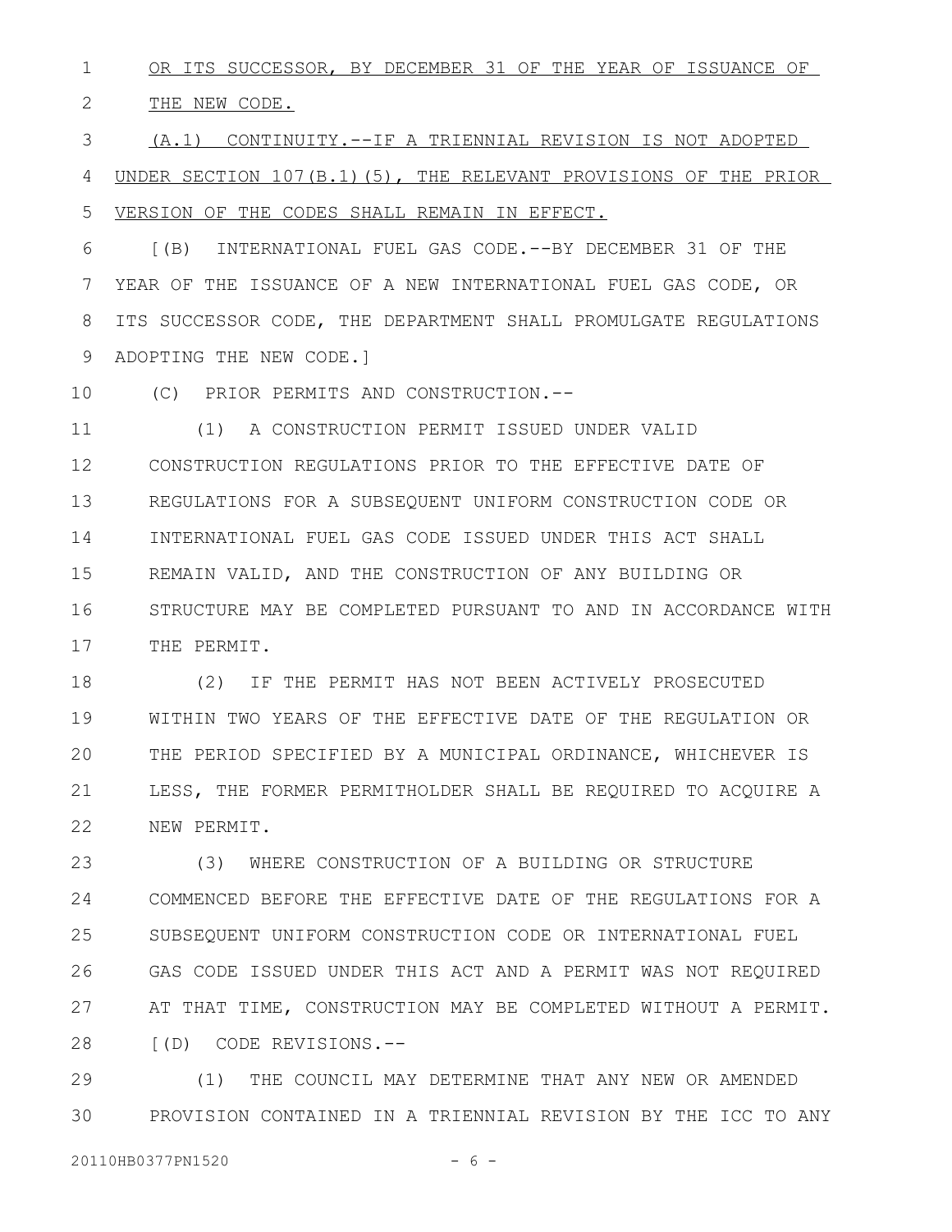OR ITS SUCCESSOR, BY DECEMBER 31 OF THE YEAR OF ISSUANCE OF THE NEW CODE.

(A.1) CONTINUITY.--IF A TRIENNIAL REVISION IS NOT ADOPTED UNDER SECTION 107(B.1)(5), THE RELEVANT PROVISIONS OF THE PRIOR VERSION OF THE CODES SHALL REMAIN IN EFFECT.

[(B) INTERNATIONAL FUEL GAS CODE.--BY DECEMBER 31 OF THE YEAR OF THE ISSUANCE OF A NEW INTERNATIONAL FUEL GAS CODE, OR ITS SUCCESSOR CODE, THE DEPARTMENT SHALL PROMULGATE REGULATIONS ADOPTING THE NEW CODE.]

(C) PRIOR PERMITS AND CONSTRUCTION.--

(1) A CONSTRUCTION PERMIT ISSUED UNDER VALID CONSTRUCTION REGULATIONS PRIOR TO THE EFFECTIVE DATE OF REGULATIONS FOR A SUBSEQUENT UNIFORM CONSTRUCTION CODE OR INTERNATIONAL FUEL GAS CODE ISSUED UNDER THIS ACT SHALL REMAIN VALID, AND THE CONSTRUCTION OF ANY BUILDING OR STRUCTURE MAY BE COMPLETED PURSUANT TO AND IN ACCORDANCE WITH THE PERMIT.

(2) IF THE PERMIT HAS NOT BEEN ACTIVELY PROSECUTED WITHIN TWO YEARS OF THE EFFECTIVE DATE OF THE REGULATION OR THE PERIOD SPECIFIED BY A MUNICIPAL ORDINANCE, WHICHEVER IS LESS, THE FORMER PERMITHOLDER SHALL BE REQUIRED TO ACQUIRE A NEW PERMIT.

(3) WHERE CONSTRUCTION OF A BUILDING OR STRUCTURE COMMENCED BEFORE THE EFFECTIVE DATE OF THE REGULATIONS FOR A SUBSEQUENT UNIFORM CONSTRUCTION CODE OR INTERNATIONAL FUEL GAS CODE ISSUED UNDER THIS ACT AND A PERMIT WAS NOT REQUIRED AT THAT TIME, CONSTRUCTION MAY BE COMPLETED WITHOUT A PERMIT.

[(D) CODE REVISIONS.--

(1) THE COUNCIL MAY DETERMINE THAT ANY NEW OR AMENDED PROVISION CONTAINED IN A TRIENNIAL REVISION BY THE ICC TO ANY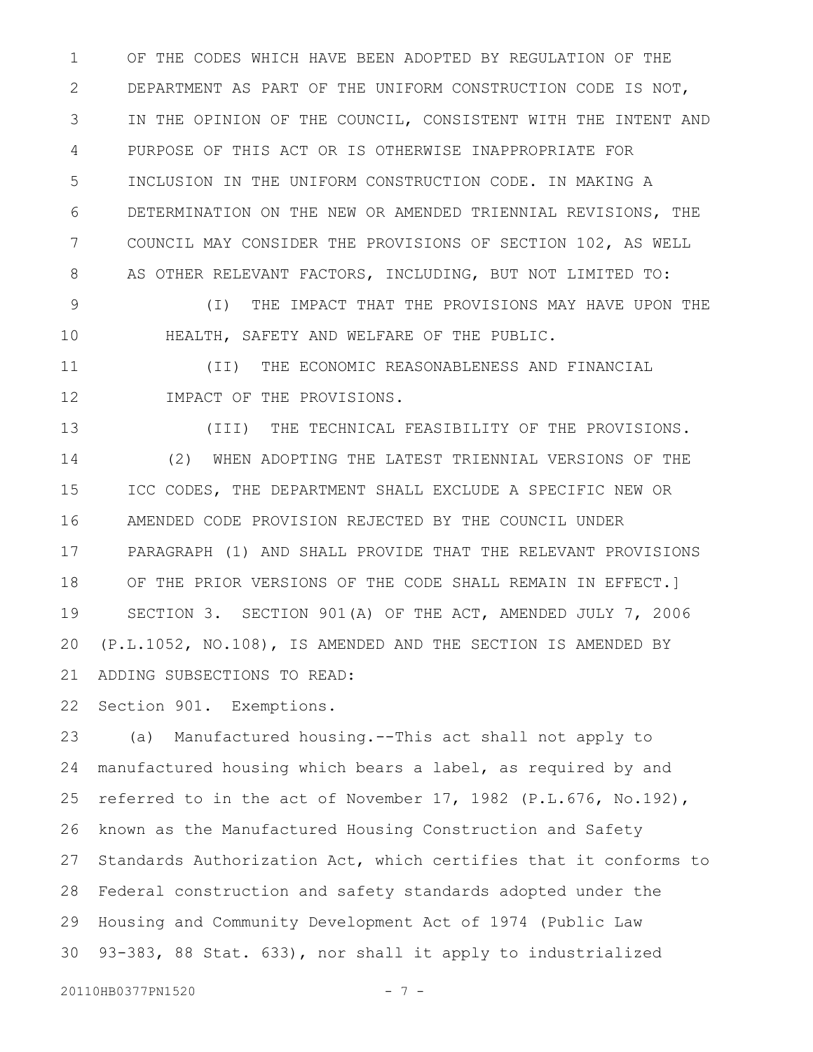OF THE CODES WHICH HAVE BEEN ADOPTED BY REGULATION OF THE DEPARTMENT AS PART OF THE UNIFORM CONSTRUCTION CODE IS NOT, IN THE OPINION OF THE COUNCIL, CONSISTENT WITH THE INTENT AND PURPOSE OF THIS ACT OR IS OTHERWISE INAPPROPRIATE FOR INCLUSION IN THE UNIFORM CONSTRUCTION CODE. IN MAKING A DETERMINATION ON THE NEW OR AMENDED TRIENNIAL REVISIONS, THE COUNCIL MAY CONSIDER THE PROVISIONS OF SECTION 102, AS WELL AS OTHER RELEVANT FACTORS, INCLUDING, BUT NOT LIMITED TO:

(I) THE IMPACT THAT THE PROVISIONS MAY HAVE UPON THE HEALTH, SAFETY AND WELFARE OF THE PUBLIC.

(II) THE ECONOMIC REASONABLENESS AND FINANCIAL IMPACT OF THE PROVISIONS.

(III) THE TECHNICAL FEASIBILITY OF THE PROVISIONS.

(2) WHEN ADOPTING THE LATEST TRIENNIAL VERSIONS OF THE ICC CODES, THE DEPARTMENT SHALL EXCLUDE A SPECIFIC NEW OR AMENDED CODE PROVISION REJECTED BY THE COUNCIL UNDER PARAGRAPH (1) AND SHALL PROVIDE THAT THE RELEVANT PROVISIONS OF THE PRIOR VERSIONS OF THE CODE SHALL REMAIN IN EFFECT.]

SECTION 3. SECTION 901(A) OF THE ACT, AMENDED JULY 7, 2006 (P.L.1052, NO.108), IS AMENDED AND THE SECTION IS AMENDED BY ADDING SUBSECTIONS TO READ:

Section 901. Exemptions.

(a) Manufactured housing.--This act shall not apply to manufactured housing which bears a label, as required by and referred to in the act of November 17, 1982 (P.L.676, No.192), known as the Manufactured Housing Construction and Safety Standards Authorization Act, which certifies that it conforms to Federal construction and safety standards adopted under the Housing and Community Development Act of 1974 (Public Law 93-383, 88 Stat. 633), nor shall it apply to industrialized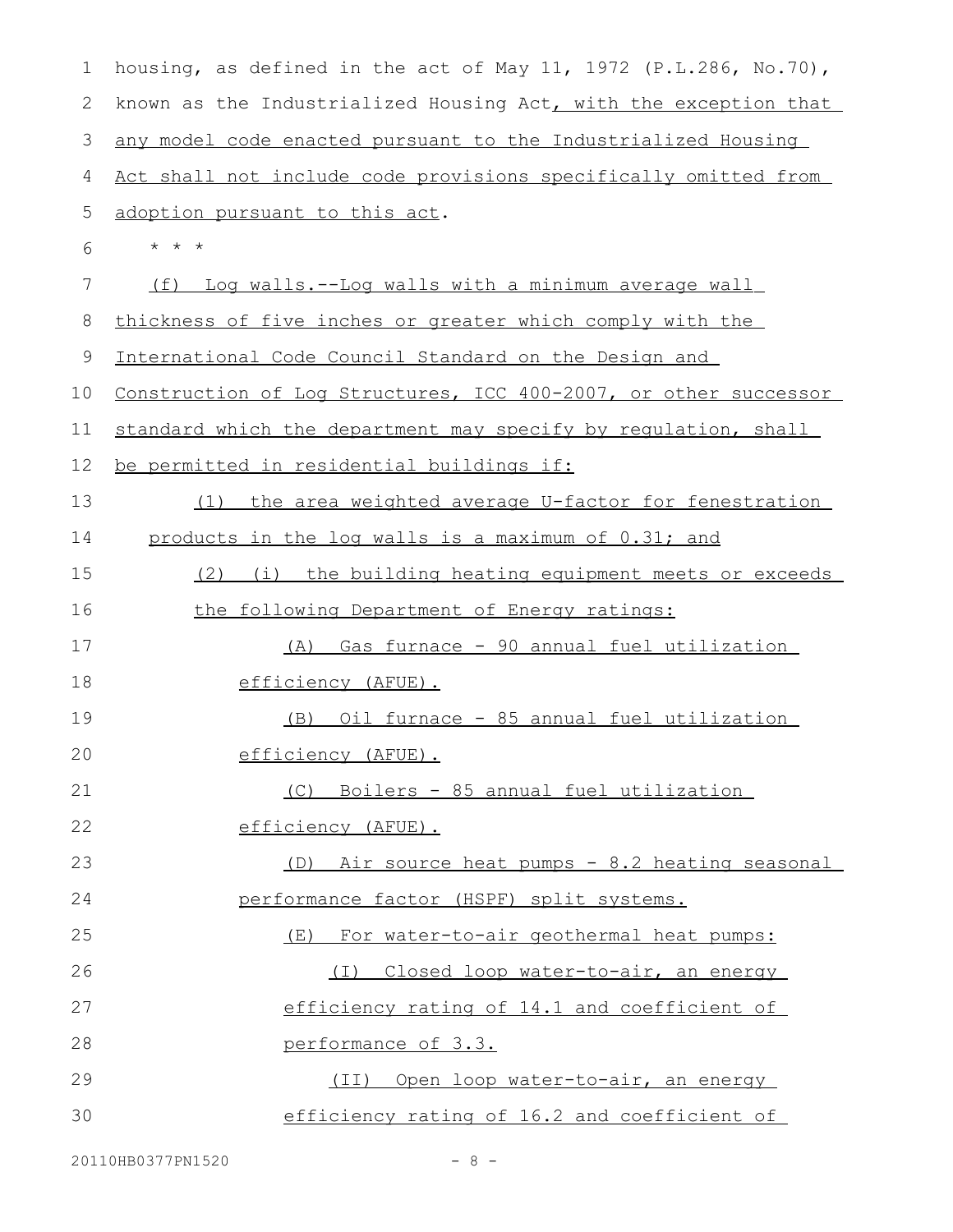housing, as defined in the act of May 11, 1972 (P.L.286, No.70), known as the Industrialized Housing Act, with the exception that any model code enacted pursuant to the Industrialized Housing Act shall not include code provisions specifically omitted from adoption pursuant to this act.

\* \* \*

(f) Log walls.--Log walls with a minimum average wall thickness of five inches or greater which comply with the International Code Council Standard on the Design and Construction of Log Structures, ICC 400-2007, or other successor standard which the department may specify by regulation, shall be permitted in residential buildings if:

(1) the area weighted average U-factor for fenestration products in the log walls is a maximum of 0.31; and

(2) (i) the building heating equipment meets or exceeds the following Department of Energy ratings:

(A) Gas furnace - 90 annual fuel utilization efficiency (AFUE).

(B) Oil furnace - 85 annual fuel utilization efficiency (AFUE).

(C) Boilers - 85 annual fuel utilization efficiency (AFUE).

(D) Air source heat pumps - 8.2 heating seasonal performance factor (HSPF) split systems.

(E) For water-to-air geothermal heat pumps:

(I) Closed loop water-to-air, an energy efficiency rating of 14.1 and coefficient of performance of 3.3.

(II) Open loop water-to-air, an energy efficiency rating of 16.2 and coefficient of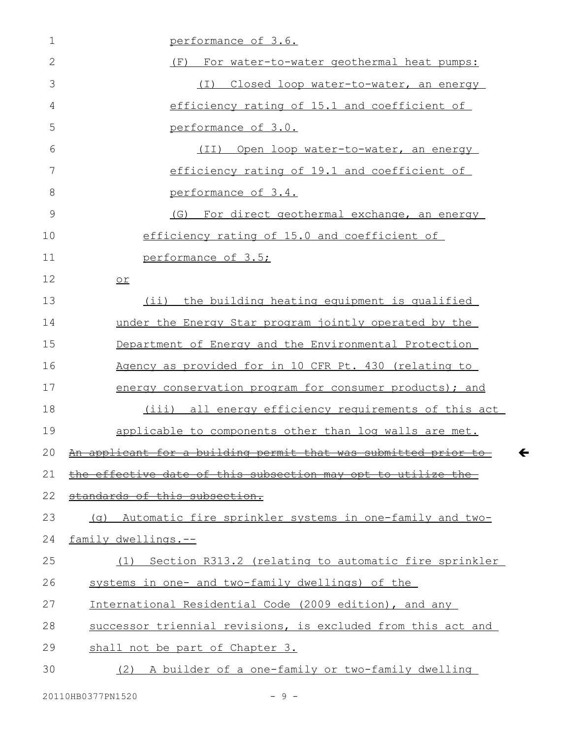performance of 3.6.

(F) For water-to-water geothermal heat pumps:

(I) Closed loop water-to-water, an energy efficiency rating of 15.1 and coefficient of performance of 3.0.

(II) Open loop water-to-water, an energy efficiency rating of 19.1 and coefficient of performance of 3.4.

(G) For direct geothermal exchange, an energy efficiency rating of 15.0 and coefficient of performance of 3.5;

or

(ii) the building heating equipment is qualified under the Energy Star program jointly operated by the Department of Energy and the Environmental Protection Agency as provided for in 10 CFR Pt. 430 (relating to energy conservation program for consumer products); and

(iii) all energy efficiency requirements of this act applicable to components other than log walls are met.

~~An applicant for a building permit that was submitted prior to the effective date of this subsection may opt to utilize the standards of this subsection.~~

(g) Automatic fire sprinkler systems in one-family and two-family dwellings.--

(1) Section R313.2 (relating to automatic fire sprinkler systems in one- and two-family dwellings) of the International Residential Code (2009 edition), and any successor triennial revisions, is excluded from this act and shall not be part of Chapter 3.

(2) A builder of a one-family or two-family dwelling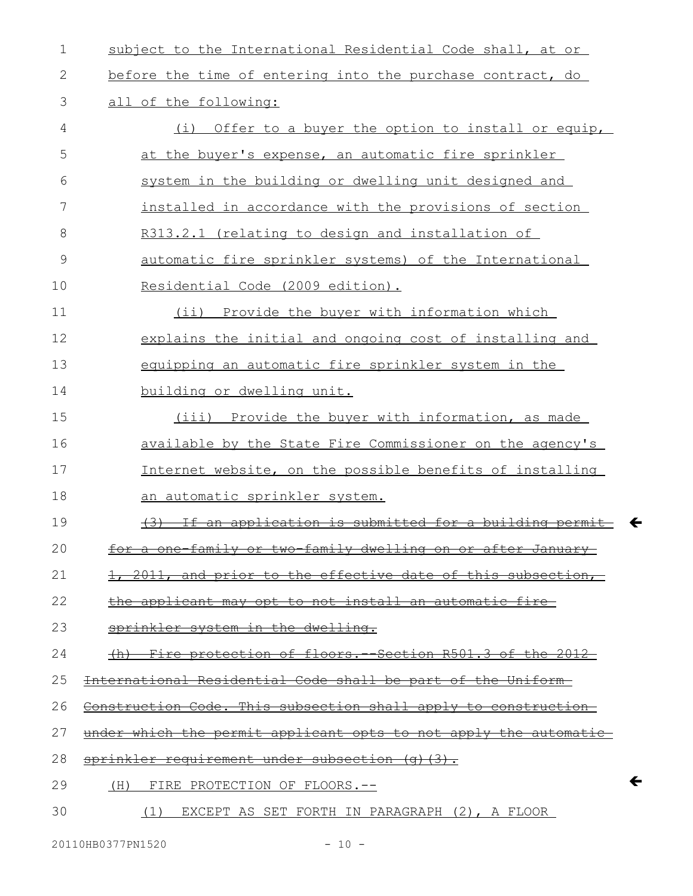subject to the International Residential Code shall, at or before the time of entering into the purchase contract, do all of the following:

(i) Offer to a buyer the option to install or equip, at the buyer's expense, an automatic fire sprinkler system in the building or dwelling unit designed and installed in accordance with the provisions of section R313.2.1 (relating to design and installation of automatic fire sprinkler systems) of the International Residential Code (2009 edition).

(ii) Provide the buyer with information which explains the initial and ongoing cost of installing and equipping an automatic fire sprinkler system in the building or dwelling unit.

(iii) Provide the buyer with information, as made available by the State Fire Commissioner on the agency's Internet website, on the possible benefits of installing an automatic sprinkler system.

~~(3) If an application is submitted for a building permit for a one-family or two-family dwelling on or after January 1, 2011, and prior to the effective date of this subsection, the applicant may opt to not install an automatic fire sprinkler system in the dwelling.~~

~~(h) Fire protection of floors.--Section R501.3 of the 2012 International Residential Code shall be part of the Uniform Construction Code. This subsection shall apply to construction under which the permit applicant opts to not apply the automatic sprinkler requirement under subsection (g)(3).~~

(H) FIRE PROTECTION OF FLOORS.--

(1) EXCEPT AS SET FORTH IN PARAGRAPH (2), A FLOOR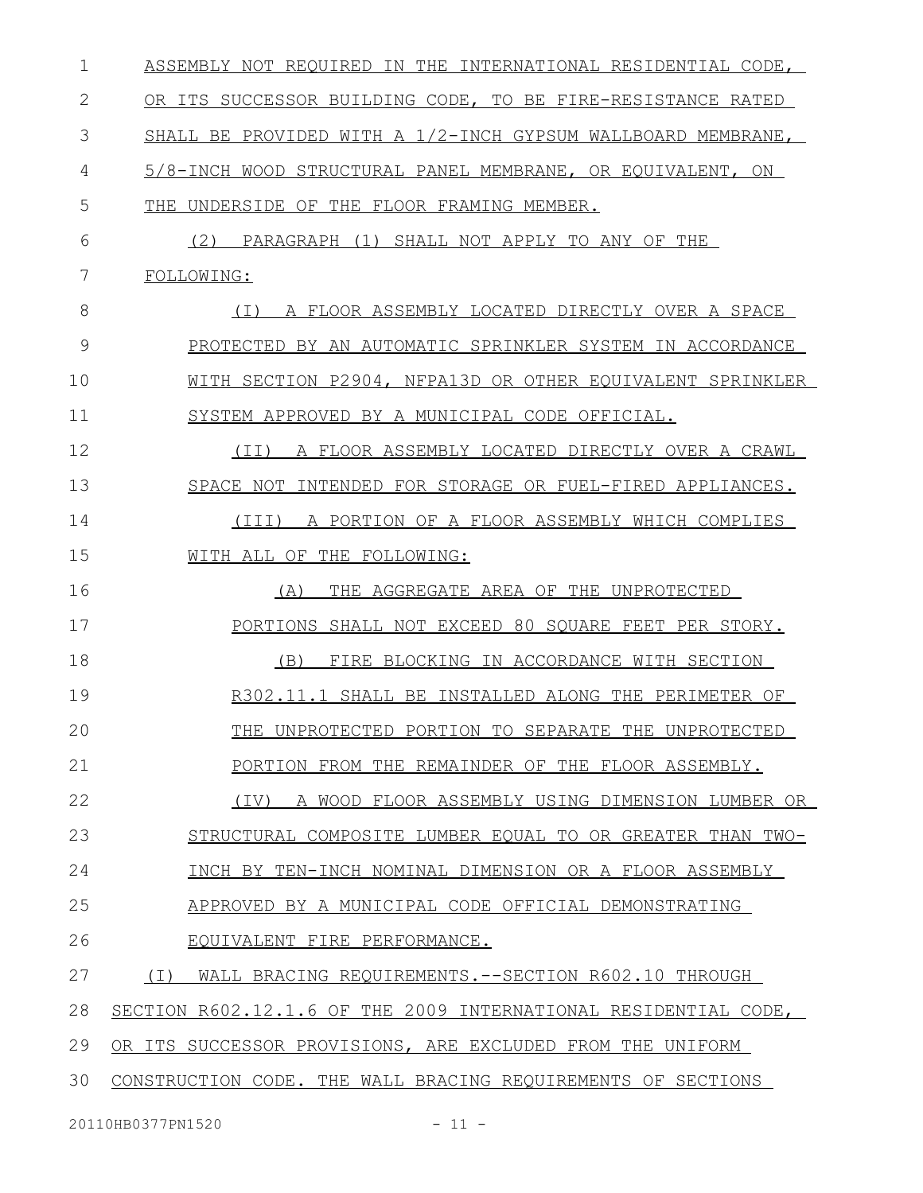ASSEMBLY NOT REQUIRED IN THE INTERNATIONAL RESIDENTIAL CODE, OR ITS SUCCESSOR BUILDING CODE, TO BE FIRE-RESISTANCE RATED SHALL BE PROVIDED WITH A 1/2-INCH GYPSUM WALLBOARD MEMBRANE, 5/8-INCH WOOD STRUCTURAL PANEL MEMBRANE, OR EQUIVALENT, ON THE UNDERSIDE OF THE FLOOR FRAMING MEMBER.

(2) PARAGRAPH (1) SHALL NOT APPLY TO ANY OF THE FOLLOWING:

(I) A FLOOR ASSEMBLY LOCATED DIRECTLY OVER A SPACE PROTECTED BY AN AUTOMATIC SPRINKLER SYSTEM IN ACCORDANCE WITH SECTION P2904, NFPA13D OR OTHER EQUIVALENT SPRINKLER SYSTEM APPROVED BY A MUNICIPAL CODE OFFICIAL.

(II) A FLOOR ASSEMBLY LOCATED DIRECTLY OVER A CRAWL SPACE NOT INTENDED FOR STORAGE OR FUEL-FIRED APPLIANCES.

(III) A PORTION OF A FLOOR ASSEMBLY WHICH COMPLIES WITH ALL OF THE FOLLOWING:

(A) THE AGGREGATE AREA OF THE UNPROTECTED PORTIONS SHALL NOT EXCEED 80 SQUARE FEET PER STORY.

(B) FIRE BLOCKING IN ACCORDANCE WITH SECTION R302.11.1 SHALL BE INSTALLED ALONG THE PERIMETER OF THE UNPROTECTED PORTION TO SEPARATE THE UNPROTECTED PORTION FROM THE REMAINDER OF THE FLOOR ASSEMBLY.

(IV) A WOOD FLOOR ASSEMBLY USING DIMENSION LUMBER OR STRUCTURAL COMPOSITE LUMBER EQUAL TO OR GREATER THAN TWO-INCH BY TEN-INCH NOMINAL DIMENSION OR A FLOOR ASSEMBLY APPROVED BY A MUNICIPAL CODE OFFICIAL DEMONSTRATING EQUIVALENT FIRE PERFORMANCE.

(I) WALL BRACING REQUIREMENTS.--SECTION R602.10 THROUGH SECTION R602.12.1.6 OF THE 2009 INTERNATIONAL RESIDENTIAL CODE, OR ITS SUCCESSOR PROVISIONS, ARE EXCLUDED FROM THE UNIFORM CONSTRUCTION CODE. THE WALL BRACING REQUIREMENTS OF SECTIONS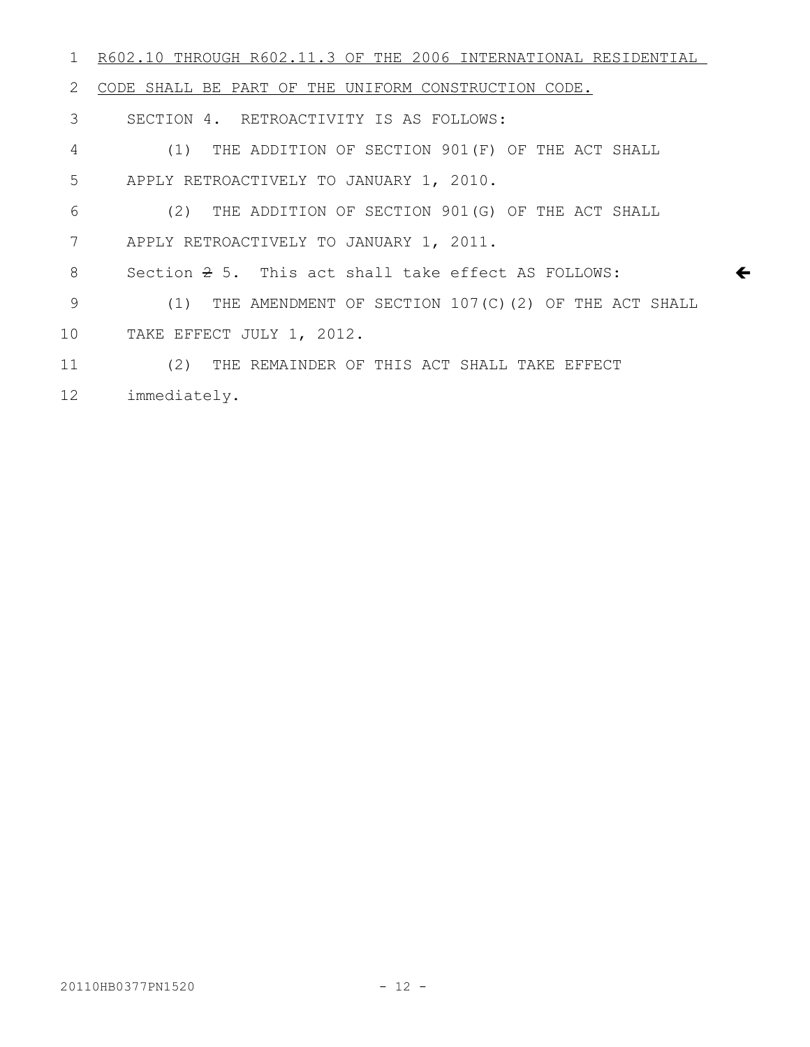R602.10 THROUGH R602.11.3 OF THE 2006 INTERNATIONAL RESIDENTIAL CODE SHALL BE PART OF THE UNIFORM CONSTRUCTION CODE.

SECTION 4. RETROACTIVITY IS AS FOLLOWS:

(1) THE ADDITION OF SECTION 901(F) OF THE ACT SHALL APPLY RETROACTIVELY TO JANUARY 1, 2010.

(2) THE ADDITION OF SECTION 901(G) OF THE ACT SHALL APPLY RETROACTIVELY TO JANUARY 1, 2011.

Section ~~2~~ 5. This act shall take effect AS FOLLOWS:

(1) THE AMENDMENT OF SECTION 107(C)(2) OF THE ACT SHALL TAKE EFFECT JULY 1, 2012.

(2) THE REMAINDER OF THIS ACT SHALL TAKE EFFECT immediately.